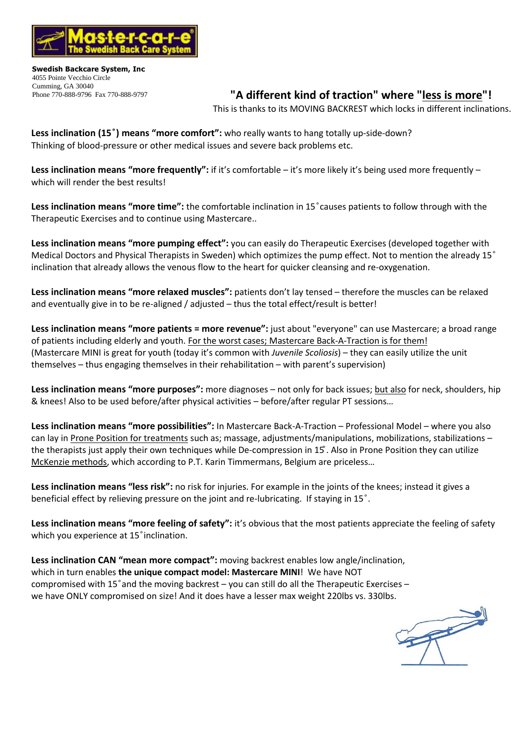Mastercare
The Swedish Back Care System

**Swedish Backcare System, Inc**
4055 Pointe Vecchio Circle
Cumming, GA 30040
Phone 770-888-9796 Fax 770-888-9797

## "A different kind of traction" where "less is more"!

This is thanks to its MOVING BACKREST which locks in different inclinations.

**Less inclination (15˚) means "more comfort":** who really wants to hang totally up-side-down? Thinking of blood-pressure or other medical issues and severe back problems etc.

**Less inclination means "more frequently":** if it's comfortable – it's more likely it's being used more frequently – which will render the best results!

**Less inclination means "more time":** the comfortable inclination in 15˚causes patients to follow through with the Therapeutic Exercises and to continue using Mastercare..

**Less inclination means "more pumping effect":** you can easily do Therapeutic Exercises (developed together with Medical Doctors and Physical Therapists in Sweden) which optimizes the pump effect. Not to mention the already 15˚ inclination that already allows the venous flow to the heart for quicker cleansing and re-oxygenation.

**Less inclination means "more relaxed muscles":** patients don't lay tensed – therefore the muscles can be relaxed and eventually give in to be re-aligned / adjusted – thus the total effect/result is better!

**Less inclination means "more patients = more revenue":** just about "everyone" can use Mastercare; a broad range of patients including elderly and youth. For the worst cases; Mastercare Back-A-Traction is for them! (Mastercare MINI is great for youth (today it's common with *Juvenile Scoliosis*) – they can easily utilize the unit themselves – thus engaging themselves in their rehabilitation – with parent's supervision)

**Less inclination means "more purposes":** more diagnoses – not only for back issues; but also for neck, shoulders, hip & knees! Also to be used before/after physical activities – before/after regular PT sessions…

**Less inclination means "more possibilities":** In Mastercare Back-A-Traction – Professional Model – where you also can lay in Prone Position for treatments such as; massage, adjustments/manipulations, mobilizations, stabilizations – the therapists just apply their own techniques while De-compression in 15˚. Also in Prone Position they can utilize McKenzie methods, which according to P.T. Karin Timmermans, Belgium are priceless…

**Less inclination means "less risk":** no risk for injuries. For example in the joints of the knees; instead it gives a beneficial effect by relieving pressure on the joint and re-lubricating. If staying in 15˚.

**Less inclination means "more feeling of safety":** it's obvious that the most patients appreciate the feeling of safety which you experience at 15˚inclination.

**Less inclination CAN "mean more compact":** moving backrest enables low angle/inclination, which in turn enables **the unique compact model: Mastercare MINI**! We have NOT compromised with 15˚and the moving backrest – you can still do all the Therapeutic Exercises – we have ONLY compromised on size! And it does have a lesser max weight 220lbs vs. 330lbs.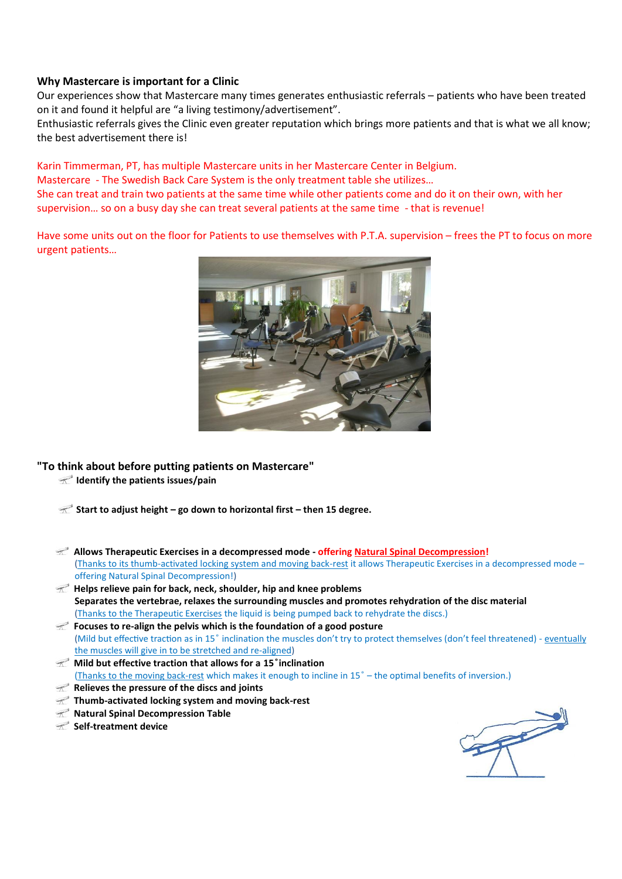**Why Mastercare is important for a Clinic**

Our experiences show that Mastercare many times generates enthusiastic referrals – patients who have been treated on it and found it helpful are "a living testimony/advertisement".
Enthusiastic referrals gives the Clinic even greater reputation which brings more patients and that is what we all know; the best advertisement there is!

Karin Timmerman, PT, has multiple Mastercare units in her Mastercare Center in Belgium.
Mastercare - The Swedish Back Care System is the only treatment table she utilizes…
She can treat and train two patients at the same time while other patients come and do it on their own, with her supervision… so on a busy day she can treat several patients at the same time - that is revenue!

Have some units out on the floor for Patients to use themselves with P.T.A. supervision – frees the PT to focus on more urgent patients…

**"To think about before putting patients on Mastercare"**

- **Identify the patients issues/pain**
- **Start to adjust height – go down to horizontal first – then 15 degree.**
- **Allows Therapeutic Exercises in a decompressed mode - offering Natural Spinal Decompression!**
  (Thanks to its thumb-activated locking system and moving back-rest it allows Therapeutic Exercises in a decompressed mode – offering Natural Spinal Decompression!)
- **Helps relieve pain for back, neck, shoulder, hip and knee problems**
  **Separates the vertebrae, relaxes the surrounding muscles and promotes rehydration of the disc material**
  (Thanks to the Therapeutic Exercises the liquid is being pumped back to rehydrate the discs.)
- **Focuses to re-align the pelvis which is the foundation of a good posture**
  (Mild but effective traction as in 15˚ inclination the muscles don't try to protect themselves (don't feel threatened) - eventually the muscles will give in to be stretched and re-aligned)
- **Mild but effective traction that allows for a 15˚inclination**
  (Thanks to the moving back-rest which makes it enough to incline in 15˚ – the optimal benefits of inversion.)
- **Relieves the pressure of the discs and joints**
- **Thumb-activated locking system and moving back-rest**
- **Natural Spinal Decompression Table**
- **Self-treatment device**